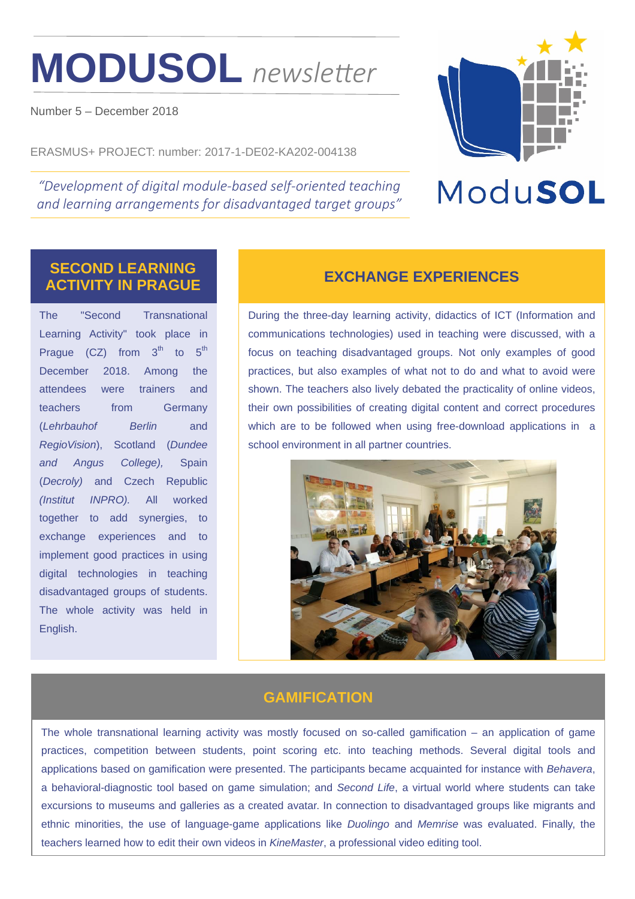# MODUSOL *newsletter*

Number 5 – December 2018

ERASMUS+ PROJECT: number: 2017-1-DE02-KA202-004138

*"Development of digital module-based self-oriented teaching and learning arrangements for disadvantaged target groups"*

ModuSOL

## SECOND LEARNING ACTIVITY IN PRAGUE

The "Second Transnational Learning Activity" took place in Prague (CZ) from 3th to 5th December 2018. Among the attendees were trainers and teachers from Germany (*Lehrbauhof Berlin* and *RegioVision*), Scotland (*Dundee and Angus College),* Spain (*Decroly)* and Czech Republic *(Institut INPRO).* All worked together to add synergies, to exchange experiences and to implement good practices in using digital technologies in teaching disadvantaged groups of students. The whole activity was held in English.

## EXCHANGE EXPERIENCES

During the three-day learning activity, didactics of ICT (Information and communications technologies) used in teaching were discussed, with a focus on teaching disadvantaged groups. Not only examples of good practices, but also examples of what not to do and what to avoid were shown. The teachers also lively debated the practicality of online videos, their own possibilities of creating digital content and correct procedures which are to be followed when using free-download applications in a school environment in all partner countries.

## GAMIFICATION

The whole transnational learning activity was mostly focused on so-called gamification – an application of game practices, competition between students, point scoring etc. into teaching methods. Several digital tools and applications based on gamification were presented. The participants became acquainted for instance with *Behavera*, a behavioral-diagnostic tool based on game simulation; and *Second Life*, a virtual world where students can take excursions to museums and galleries as a created avatar. In connection to disadvantaged groups like migrants and ethnic minorities, the use of language-game applications like *Duolingo* and *Memrise* was evaluated. Finally, the teachers learned how to edit their own videos in *KineMaster*, a professional video editing tool.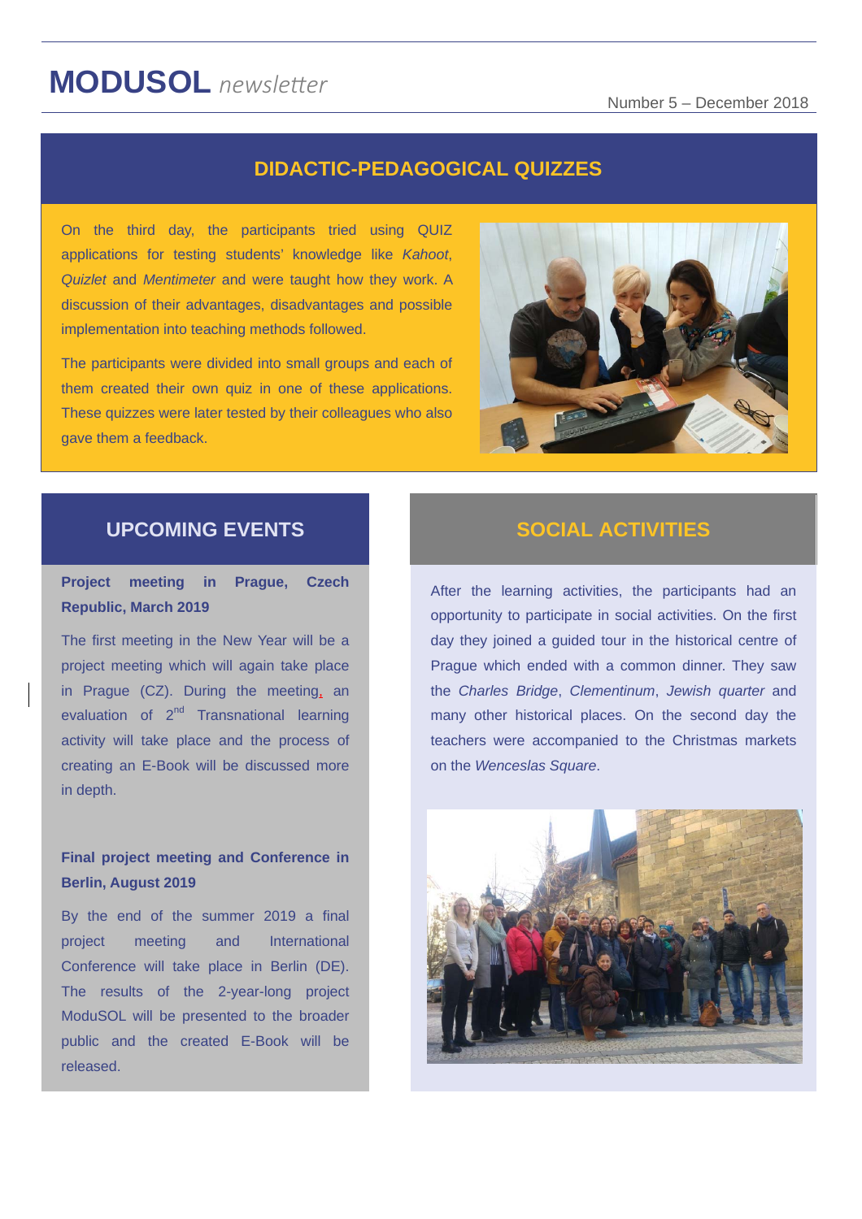# MODUSOL *newsletter*

Number 5 – December 2018

## DIDACTIC-PEDAGOGICAL QUIZZES

On the third day, the participants tried using QUIZ applications for testing students' knowledge like *Kahoot*, *Quizlet* and *Mentimeter* and were taught how they work. A discussion of their advantages, disadvantages and possible implementation into teaching methods followed.

The participants were divided into small groups and each of them created their own quiz in one of these applications. These quizzes were later tested by their colleagues who also gave them a feedback.

## UPCOMING EVENTS

**Project meeting in Prague, Czech Republic, March 2019**

The first meeting in the New Year will be a project meeting which will again take place in Prague (CZ). During the meeting, an evaluation of 2nd Transnational learning activity will take place and the process of creating an E-Book will be discussed more in depth.

**Final project meeting and Conference in Berlin, August 2019**

By the end of the summer 2019 a final project meeting and International Conference will take place in Berlin (DE). The results of the 2-year-long project ModuSOL will be presented to the broader public and the created E-Book will be released.

## SOCIAL ACTIVITIES

After the learning activities, the participants had an opportunity to participate in social activities. On the first day they joined a guided tour in the historical centre of Prague which ended with a common dinner. They saw the *Charles Bridge*, *Clementinum*, *Jewish quarter* and many other historical places. On the second day the teachers were accompanied to the Christmas markets on the *Wenceslas Square*.